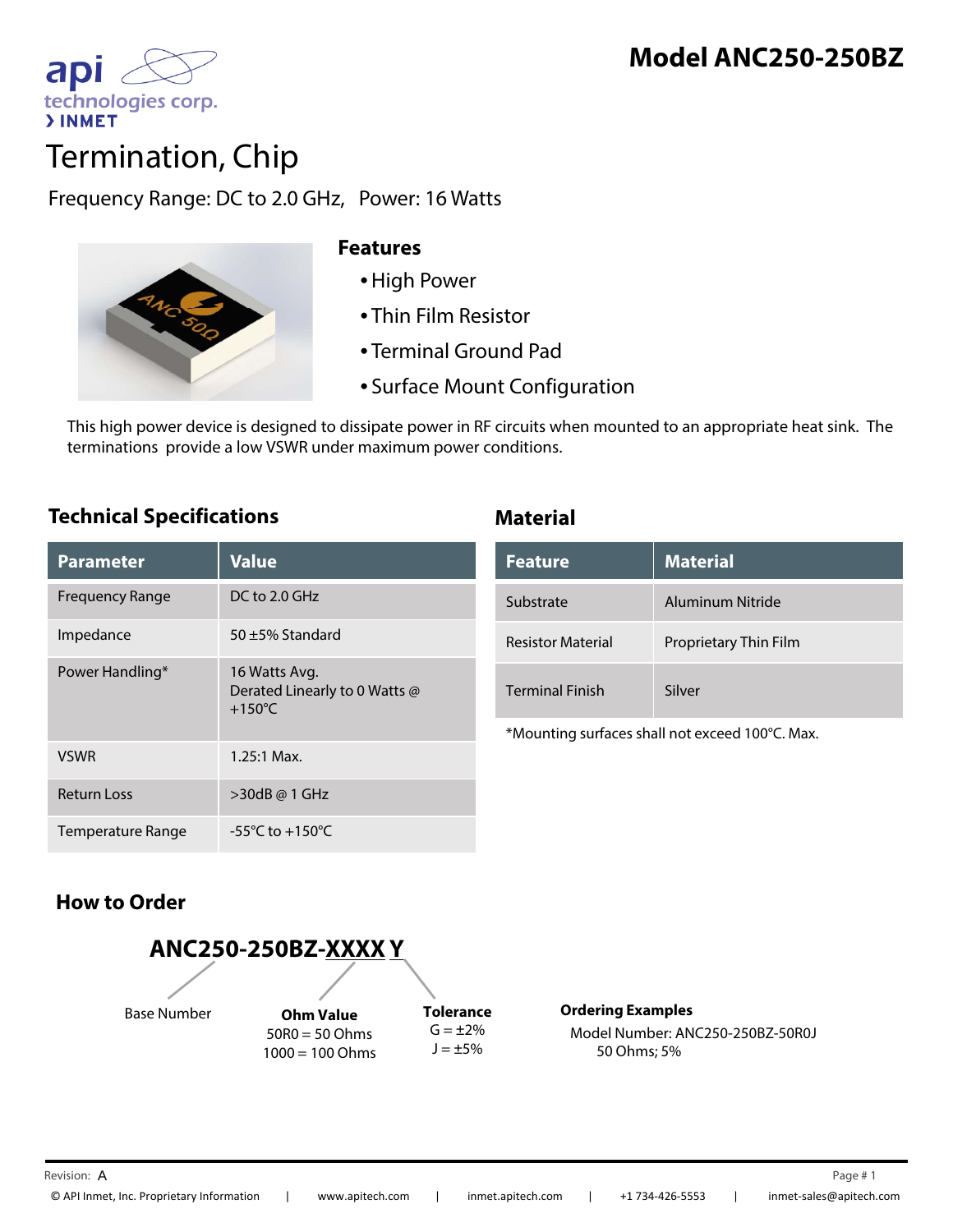# Model ANC250-250BZ

api technologies corp.
› INMET

# Termination, Chip

Frequency Range: DC to 2.0 GHz,   Power: 16 Watts

## Features

- High Power
- Thin Film Resistor
- Terminal Ground Pad
- Surface Mount Configuration

This high power device is designed to dissipate power in RF circuits when mounted to an appropriate heat sink. The terminations provide a low VSWR under maximum power conditions.

## Technical Specifications

| Parameter | Value |
|---|---|
| Frequency Range | DC to 2.0 GHz |
| Impedance | 50 ±5% Standard |
| Power Handling* | 16 Watts Avg. Derated Linearly to 0 Watts @ +150°C |
| VSWR | 1.25:1 Max. |
| Return Loss | >30dB @ 1 GHz |
| Temperature Range | -55°C to +150°C |

## Material

| Feature | Material |
|---|---|
| Substrate | Aluminum Nitride |
| Resistor Material | Proprietary Thin Film |
| Terminal Finish | Silver |

*Mounting surfaces shall not exceed 100°C. Max.

## How to Order

**ANC250-250BZ-XXXX Y**

- Base Number: ANC250-250BZ
- **Ohm Value** (XXXX): 50R0 = 50 Ohms, 1000 = 100 Ohms
- **Tolerance** (Y): G = ±2%, J = ±5%

**Ordering Examples**

Model Number: ANC250-250BZ-50R0J
50 Ohms; 5%

Revision: A

© API Inmet, Inc. Proprietary Information | www.apitech.com | inmet.apitech.com | +1 734-426-5553 | inmet-sales@apitech.com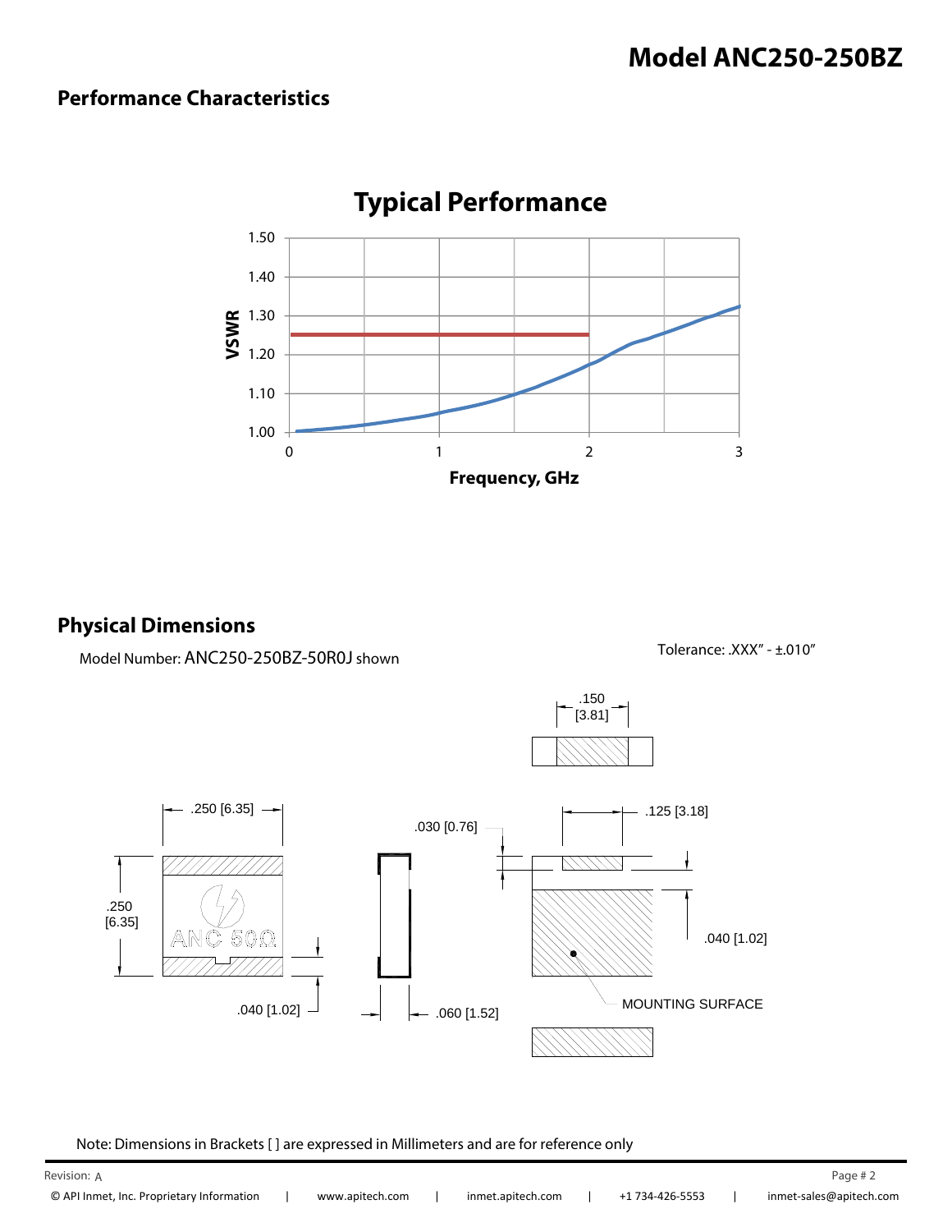# Model ANC250-250BZ

## Performance Characteristics

**Typical Performance**

VSWR

1.50
1.40
1.30
1.20
1.10
1.00

0
1
2
3

**Frequency, GHz**

## Physical Dimensions

Model Number: ANC250-250BZ-50R0J shown

Tolerance: .XXX" - ±.010"

.150
[3.81]

.250 [6.35]

.250
[6.35]

ANC 50Ω

.040 [1.02]

.030 [0.76]

.060 [1.52]

.125 [3.18]

.040 [1.02]

MOUNTING SURFACE

Note: Dimensions in Brackets [ ] are expressed in Millimeters and are for reference only

Revision: A

© API Inmet, Inc. Proprietary Information | www.apitech.com | inmet.apitech.com | +1 734-426-5553 | inmet-sales@apitech.com